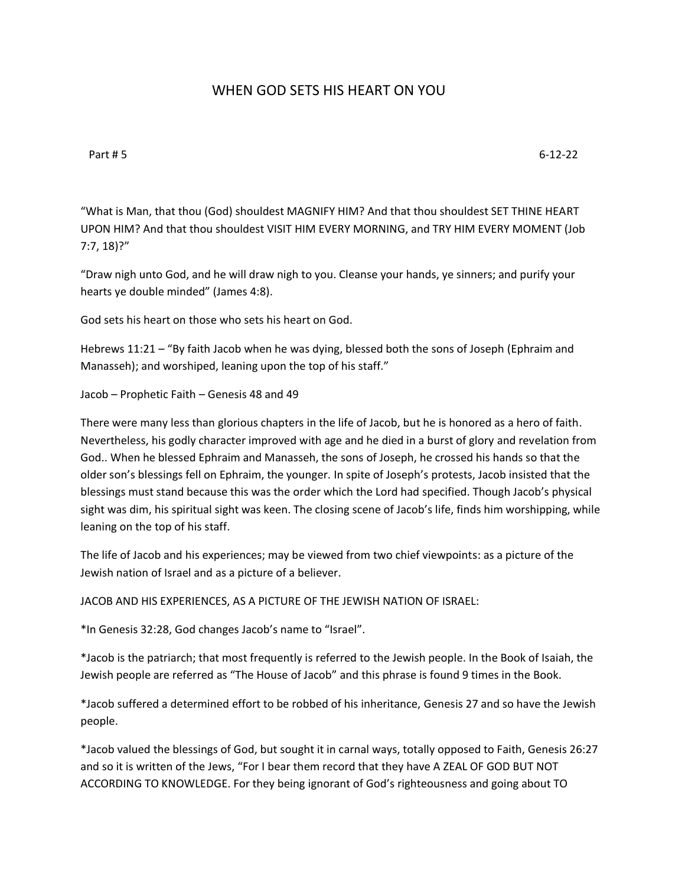# WHEN GOD SETS HIS HEART ON YOU

Part # 5 6-12-22

“What is Man, that thou (God) shouldest MAGNIFY HIM? And that thou shouldest SET THINE HEART UPON HIM? And that thou shouldest VISIT HIM EVERY MORNING, and TRY HIM EVERY MOMENT (Job 7:7, 18)?”

“Draw nigh unto God, and he will draw nigh to you. Cleanse your hands, ye sinners; and purify your hearts ye double minded” (James 4:8).

God sets his heart on those who sets his heart on God.

Hebrews 11:21 – “By faith Jacob when he was dying, blessed both the sons of Joseph (Ephraim and Manasseh); and worshiped, leaning upon the top of his staff.”

Jacob – Prophetic Faith – Genesis 48 and 49

There were many less than glorious chapters in the life of Jacob, but he is honored as a hero of faith. Nevertheless, his godly character improved with age and he died in a burst of glory and revelation from God.. When he blessed Ephraim and Manasseh, the sons of Joseph, he crossed his hands so that the older son’s blessings fell on Ephraim, the younger. In spite of Joseph’s protests, Jacob insisted that the blessings must stand because this was the order which the Lord had specified. Though Jacob’s physical sight was dim, his spiritual sight was keen. The closing scene of Jacob’s life, finds him worshipping, while leaning on the top of his staff.

The life of Jacob and his experiences; may be viewed from two chief viewpoints: as a picture of the Jewish nation of Israel and as a picture of a believer.

JACOB AND HIS EXPERIENCES, AS A PICTURE OF THE JEWISH NATION OF ISRAEL:

*In Genesis 32:28, God changes Jacob’s name to “Israel”.

*Jacob is the patriarch; that most frequently is referred to the Jewish people. In the Book of Isaiah, the Jewish people are referred as “The House of Jacob” and this phrase is found 9 times in the Book.

*Jacob suffered a determined effort to be robbed of his inheritance, Genesis 27 and so have the Jewish people.

*Jacob valued the blessings of God, but sought it in carnal ways, totally opposed to Faith, Genesis 26:27 and so it is written of the Jews, “For I bear them record that they have A ZEAL OF GOD BUT NOT ACCORDING TO KNOWLEDGE. For they being ignorant of God’s righteousness and going about TO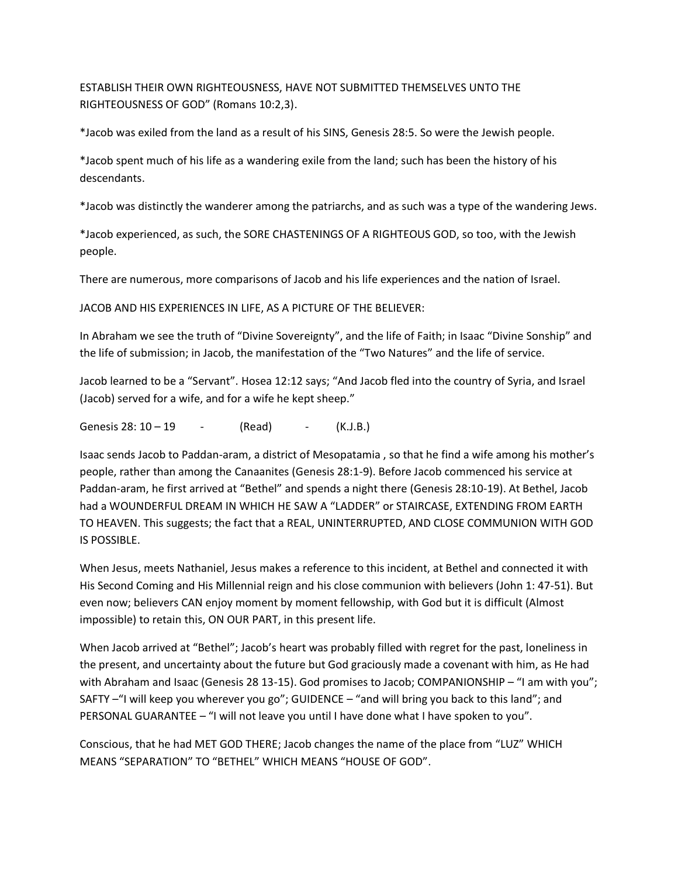ESTABLISH THEIR OWN RIGHTEOUSNESS, HAVE NOT SUBMITTED THEMSELVES UNTO THE RIGHTEOUSNESS OF GOD" (Romans 10:2,3).

*Jacob was exiled from the land as a result of his SINS, Genesis 28:5. So were the Jewish people.

*Jacob spent much of his life as a wandering exile from the land; such has been the history of his descendants.

*Jacob was distinctly the wanderer among the patriarchs, and as such was a type of the wandering Jews.

*Jacob experienced, as such, the SORE CHASTENINGS OF A RIGHTEOUS GOD, so too, with the Jewish people.

There are numerous, more comparisons of Jacob and his life experiences and the nation of Israel.

JACOB AND HIS EXPERIENCES IN LIFE, AS A PICTURE OF THE BELIEVER:

In Abraham we see the truth of "Divine Sovereignty", and the life of Faith; in Isaac "Divine Sonship" and the life of submission; in Jacob, the manifestation of the "Two Natures" and the life of service.

Jacob learned to be a "Servant". Hosea 12:12 says; "And Jacob fled into the country of Syria, and Israel (Jacob) served for a wife, and for a wife he kept sheep."

Genesis 28: 10 – 19 - (Read) - (K.J.B.)

Isaac sends Jacob to Paddan-aram, a district of Mesopatamia , so that he find a wife among his mother's people, rather than among the Canaanites (Genesis 28:1-9). Before Jacob commenced his service at Paddan-aram, he first arrived at "Bethel" and spends a night there (Genesis 28:10-19). At Bethel, Jacob had a WOUNDERFUL DREAM IN WHICH HE SAW A "LADDER" or STAIRCASE, EXTENDING FROM EARTH TO HEAVEN. This suggests; the fact that a REAL, UNINTERRUPTED, AND CLOSE COMMUNION WITH GOD IS POSSIBLE.

When Jesus, meets Nathaniel, Jesus makes a reference to this incident, at Bethel and connected it with His Second Coming and His Millennial reign and his close communion with believers (John 1: 47-51). But even now; believers CAN enjoy moment by moment fellowship, with God but it is difficult (Almost impossible) to retain this, ON OUR PART, in this present life.

When Jacob arrived at "Bethel"; Jacob's heart was probably filled with regret for the past, loneliness in the present, and uncertainty about the future but God graciously made a covenant with him, as He had with Abraham and Isaac (Genesis 28 13-15). God promises to Jacob; COMPANIONSHIP – "I am with you"; SAFTY –"I will keep you wherever you go"; GUIDENCE – "and will bring you back to this land"; and PERSONAL GUARANTEE – "I will not leave you until I have done what I have spoken to you".

Conscious, that he had MET GOD THERE; Jacob changes the name of the place from "LUZ" WHICH MEANS "SEPARATION" TO "BETHEL" WHICH MEANS "HOUSE OF GOD".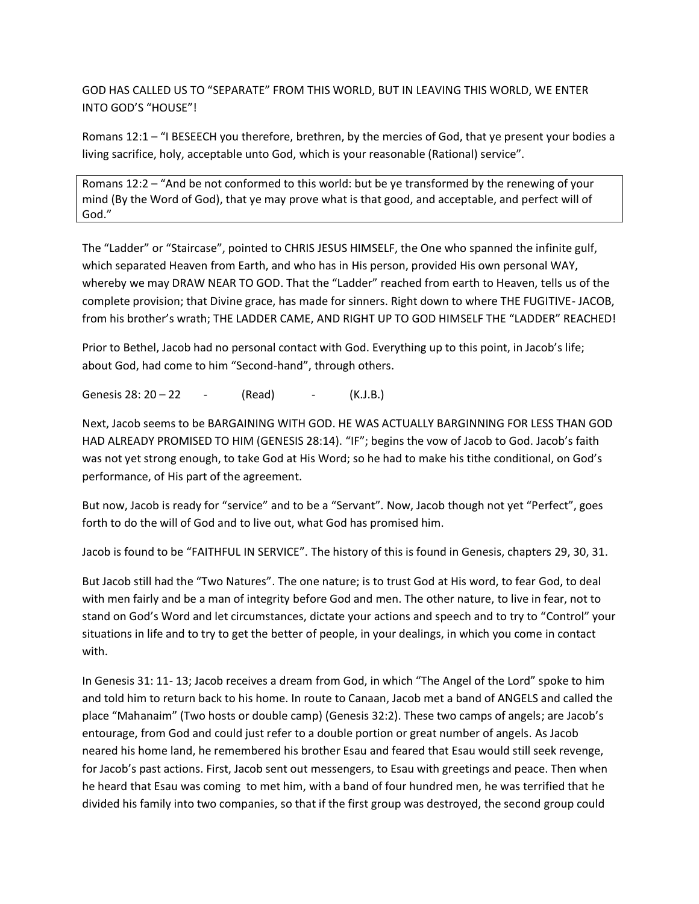GOD HAS CALLED US TO "SEPARATE" FROM THIS WORLD, BUT IN LEAVING THIS WORLD, WE ENTER INTO GOD'S "HOUSE"!

Romans 12:1 – "I BESEECH you therefore, brethren, by the mercies of God, that ye present your bodies a living sacrifice, holy, acceptable unto God, which is your reasonable (Rational) service".

> Romans 12:2 – "And be not conformed to this world: but be ye transformed by the renewing of your mind (By the Word of God), that ye may prove what is that good, and acceptable, and perfect will of God."

The "Ladder" or "Staircase", pointed to CHRIS JESUS HIMSELF, the One who spanned the infinite gulf, which separated Heaven from Earth, and who has in His person, provided His own personal WAY, whereby we may DRAW NEAR TO GOD. That the "Ladder" reached from earth to Heaven, tells us of the complete provision; that Divine grace, has made for sinners. Right down to where THE FUGITIVE- JACOB, from his brother's wrath; THE LADDER CAME, AND RIGHT UP TO GOD HIMSELF THE "LADDER" REACHED!

Prior to Bethel, Jacob had no personal contact with God. Everything up to this point, in Jacob's life; about God, had come to him "Second-hand", through others.

Genesis 28: 20 – 22 - (Read) - (K.J.B.)

Next, Jacob seems to be BARGAINING WITH GOD. HE WAS ACTUALLY BARGINNING FOR LESS THAN GOD HAD ALREADY PROMISED TO HIM (GENESIS 28:14). "IF"; begins the vow of Jacob to God. Jacob's faith was not yet strong enough, to take God at His Word; so he had to make his tithe conditional, on God's performance, of His part of the agreement.

But now, Jacob is ready for "service" and to be a "Servant". Now, Jacob though not yet "Perfect", goes forth to do the will of God and to live out, what God has promised him.

Jacob is found to be "FAITHFUL IN SERVICE". The history of this is found in Genesis, chapters 29, 30, 31.

But Jacob still had the "Two Natures". The one nature; is to trust God at His word, to fear God, to deal with men fairly and be a man of integrity before God and men. The other nature, to live in fear, not to stand on God's Word and let circumstances, dictate your actions and speech and to try to "Control" your situations in life and to try to get the better of people, in your dealings, in which you come in contact with.

In Genesis 31: 11- 13; Jacob receives a dream from God, in which "The Angel of the Lord" spoke to him and told him to return back to his home. In route to Canaan, Jacob met a band of ANGELS and called the place "Mahanaim" (Two hosts or double camp) (Genesis 32:2). These two camps of angels; are Jacob's entourage, from God and could just refer to a double portion or great number of angels. As Jacob neared his home land, he remembered his brother Esau and feared that Esau would still seek revenge, for Jacob's past actions. First, Jacob sent out messengers, to Esau with greetings and peace. Then when he heard that Esau was coming to met him, with a band of four hundred men, he was terrified that he divided his family into two companies, so that if the first group was destroyed, the second group could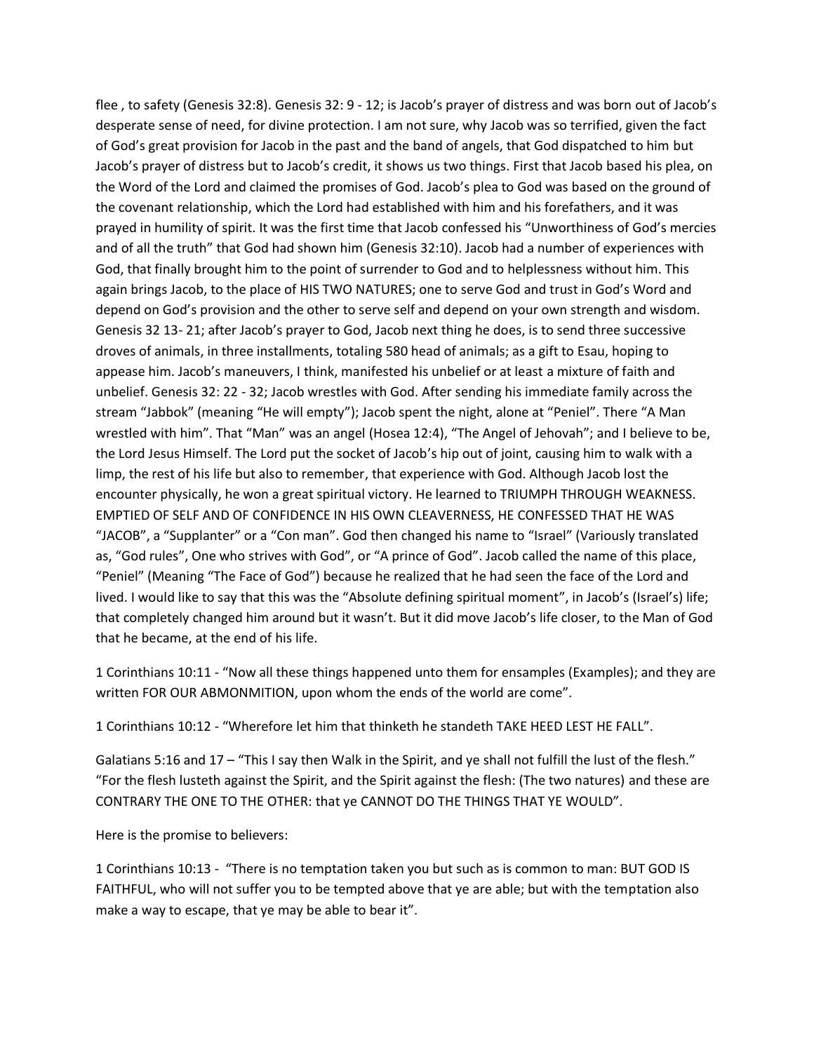flee , to safety (Genesis 32:8). Genesis 32: 9 - 12; is Jacob's prayer of distress and was born out of Jacob's desperate sense of need, for divine protection. I am not sure, why Jacob was so terrified, given the fact of God's great provision for Jacob in the past and the band of angels, that God dispatched to him but Jacob's prayer of distress but to Jacob's credit, it shows us two things. First that Jacob based his plea, on the Word of the Lord and claimed the promises of God. Jacob's plea to God was based on the ground of the covenant relationship, which the Lord had established with him and his forefathers, and it was prayed in humility of spirit. It was the first time that Jacob confessed his "Unworthiness of God's mercies and of all the truth" that God had shown him (Genesis 32:10). Jacob had a number of experiences with God, that finally brought him to the point of surrender to God and to helplessness without him. This again brings Jacob, to the place of HIS TWO NATURES; one to serve God and trust in God's Word and depend on God's provision and the other to serve self and depend on your own strength and wisdom. Genesis 32 13- 21; after Jacob's prayer to God, Jacob next thing he does, is to send three successive droves of animals, in three installments, totaling 580 head of animals; as a gift to Esau, hoping to appease him. Jacob's maneuvers, I think, manifested his unbelief or at least a mixture of faith and unbelief. Genesis 32: 22 - 32; Jacob wrestles with God. After sending his immediate family across the stream "Jabbok" (meaning "He will empty"); Jacob spent the night, alone at "Peniel". There "A Man wrestled with him". That "Man" was an angel (Hosea 12:4), "The Angel of Jehovah"; and I believe to be, the Lord Jesus Himself. The Lord put the socket of Jacob's hip out of joint, causing him to walk with a limp, the rest of his life but also to remember, that experience with God. Although Jacob lost the encounter physically, he won a great spiritual victory. He learned to TRIUMPH THROUGH WEAKNESS. EMPTIED OF SELF AND OF CONFIDENCE IN HIS OWN CLEAVERNESS, HE CONFESSED THAT HE WAS "JACOB", a "Supplanter" or a "Con man". God then changed his name to "Israel" (Variously translated as, "God rules", One who strives with God", or "A prince of God". Jacob called the name of this place, "Peniel" (Meaning "The Face of God") because he realized that he had seen the face of the Lord and lived. I would like to say that this was the "Absolute defining spiritual moment", in Jacob's (Israel's) life; that completely changed him around but it wasn't. But it did move Jacob's life closer, to the Man of God that he became, at the end of his life.

1 Corinthians 10:11 - "Now all these things happened unto them for ensamples (Examples); and they are written FOR OUR ABMONMITION, upon whom the ends of the world are come".

1 Corinthians 10:12 - "Wherefore let him that thinketh he standeth TAKE HEED LEST HE FALL".

Galatians 5:16 and 17 – "This I say then Walk in the Spirit, and ye shall not fulfill the lust of the flesh." "For the flesh lusteth against the Spirit, and the Spirit against the flesh: (The two natures) and these are CONTRARY THE ONE TO THE OTHER: that ye CANNOT DO THE THINGS THAT YE WOULD".

Here is the promise to believers:

1 Corinthians 10:13 - "There is no temptation taken you but such as is common to man: BUT GOD IS FAITHFUL, who will not suffer you to be tempted above that ye are able; but with the temptation also make a way to escape, that ye may be able to bear it".